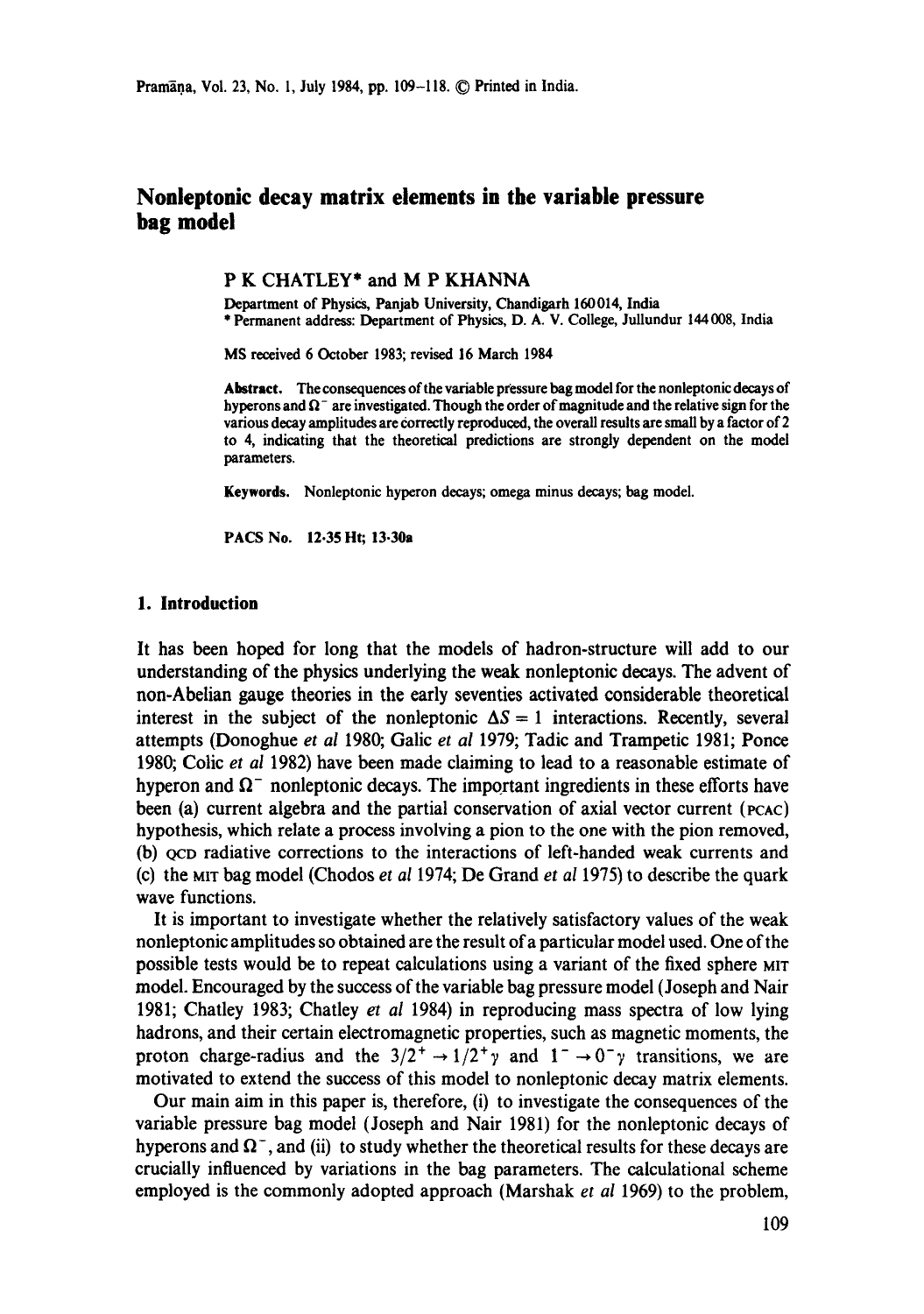# Nonleptonic decay matrix elements in the variable pressure bag model

P K CHATLEY* and M P KHANNA

Department of Physics, Panjab University, Chandigarh 160014, India
* Permanent address: Department of Physics, D. A. V. College, Jullundur 144008, India

MS received 6 October 1983; revised 16 March 1984

**Abstract.** The consequences of the variable pressure bag model for the nonleptonic decays of hyperons and $\Omega^-$ are investigated. Though the order of magnitude and the relative sign for the various decay amplitudes are correctly reproduced, the overall results are small by a factor of 2 to 4, indicating that the theoretical predictions are strongly dependent on the model parameters.

**Keywords.** Nonleptonic hyperon decays; omega minus decays; bag model.

**PACS No.** 12.35 Ht; 13.30a

## 1. Introduction

It has been hoped for long that the models of hadron-structure will add to our understanding of the physics underlying the weak nonleptonic decays. The advent of non-Abelian gauge theories in the early seventies activated considerable theoretical interest in the subject of the nonleptonic $\Delta S = 1$ interactions. Recently, several attempts (Donoghue *et al* 1980; Galic *et al* 1979; Tadic and Trampetic 1981; Ponce 1980; Colic *et al* 1982) have been made claiming to lead to a reasonable estimate of hyperon and $\Omega^-$ nonleptonic decays. The important ingredients in these efforts have been (a) current algebra and the partial conservation of axial vector current (PCAC) hypothesis, which relate a process involving a pion to the one with the pion removed, (b) QCD radiative corrections to the interactions of left-handed weak currents and (c) the MIT bag model (Chodos *et al* 1974; De Grand *et al* 1975) to describe the quark wave functions.

It is important to investigate whether the relatively satisfactory values of the weak nonleptonic amplitudes so obtained are the result of a particular model used. One of the possible tests would be to repeat calculations using a variant of the fixed sphere MIT model. Encouraged by the success of the variable bag pressure model (Joseph and Nair 1981; Chatley 1983; Chatley *et al* 1984) in reproducing mass spectra of low lying hadrons, and their certain electromagnetic properties, such as magnetic moments, the proton charge-radius and the $3/2^+ \to 1/2^+\gamma$ and $1^- \to 0^-\gamma$ transitions, we are motivated to extend the success of this model to nonleptonic decay matrix elements.

Our main aim in this paper is, therefore, (i) to investigate the consequences of the variable pressure bag model (Joseph and Nair 1981) for the nonleptonic decays of hyperons and $\Omega^-$, and (ii) to study whether the theoretical results for these decays are crucially influenced by variations in the bag parameters. The calculational scheme employed is the commonly adopted approach (Marshak *et al* 1969) to the problem,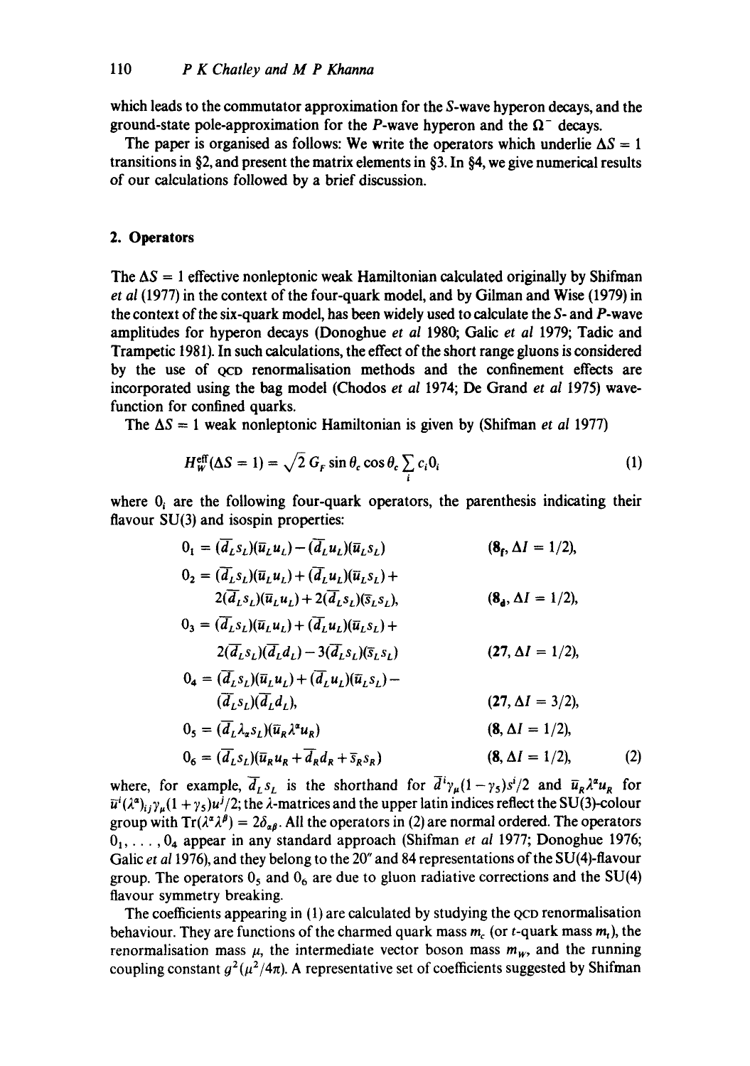which leads to the commutator approximation for the S-wave hyperon decays, and the ground-state pole-approximation for the P-wave hyperon and the $\Omega^-$ decays.

The paper is organised as follows: We write the operators which underlie $\Delta S = 1$ transitions in §2, and present the matrix elements in §3. In §4, we give numerical results of our calculations followed by a brief discussion.

## 2. Operators

The $\Delta S = 1$ effective nonleptonic weak Hamiltonian calculated originally by Shifman *et al* (1977) in the context of the four-quark model, and by Gilman and Wise (1979) in the context of the six-quark model, has been widely used to calculate the S- and P-wave amplitudes for hyperon decays (Donoghue *et al* 1980; Galic *et al* 1979; Tadic and Trampetic 1981). In such calculations, the effect of the short range gluons is considered by the use of QCD renormalisation methods and the confinement effects are incorporated using the bag model (Chodos *et al* 1974; De Grand *et al* 1975) wave-function for confined quarks.

The $\Delta S = 1$ weak nonleptonic Hamiltonian is given by (Shifman *et al* 1977)

$$H_W^{\text{eff}}(\Delta S = 1) = \sqrt{2}\, G_F \sin\theta_c \cos\theta_c \sum_i c_i 0_i \tag{1}$$

where $0_i$ are the following four-quark operators, the parenthesis indicating their flavour SU(3) and isospin properties:

$$\begin{aligned}
0_1 &= (\overline{d}_L s_L)(\overline{u}_L u_L) - (\overline{d}_L u_L)(\overline{u}_L s_L) && (\mathbf{8}_f, \Delta I = 1/2),\\
0_2 &= (\overline{d}_L s_L)(\overline{u}_L u_L) + (\overline{d}_L u_L)(\overline{u}_L s_L) + \\
&\quad 2(\overline{d}_L s_L)(\overline{u}_L u_L) + 2(\overline{d}_L s_L)(\overline{s}_L s_L), && (\mathbf{8}_d, \Delta I = 1/2),\\
0_3 &= (\overline{d}_L s_L)(\overline{u}_L u_L) + (\overline{d}_L u_L)(\overline{u}_L s_L) + \\
&\quad 2(\overline{d}_L s_L)(\overline{d}_L d_L) - 3(\overline{d}_L s_L)(\overline{s}_L s_L) && (\mathbf{27}, \Delta I = 1/2),\\
0_4 &= (\overline{d}_L s_L)(\overline{u}_L u_L) + (\overline{d}_L u_L)(\overline{u}_L s_L) - \\
&\quad (\overline{d}_L s_L)(\overline{d}_L d_L), && (\mathbf{27}, \Delta I = 3/2),\\
0_5 &= (\overline{d}_L \lambda_\alpha s_L)(\overline{u}_R \lambda^\alpha u_R) && (\mathbf{8}, \Delta I = 1/2),\\
0_6 &= (\overline{d}_L s_L)(\overline{u}_R u_R + \overline{d}_R d_R + \overline{s}_R s_R) && (\mathbf{8}, \Delta I = 1/2),
\end{aligned} \tag{2}$$

where, for example, $\overline{d}_L s_L$ is the shorthand for $\overline{d}^i \gamma_\mu (1-\gamma_5) s^i/2$ and $\overline{u}_R \lambda^\alpha u_R$ for $\overline{u}^i (\lambda^\alpha)_{ij} \gamma_\mu (1+\gamma_5) u^j/2$; the $\lambda$-matrices and the upper latin indices reflect the SU(3)-colour group with $\text{Tr}(\lambda^\alpha \lambda^\beta) = 2\delta_{\alpha\beta}$. All the operators in (2) are normal ordered. The operators $0_1, \ldots, 0_4$ appear in any standard approach (Shifman *et al* 1977; Donoghue 1976; Galic *et al* 1976), and they belong to the 20″ and 84 representations of the SU(4)-flavour group. The operators $0_5$ and $0_6$ are due to gluon radiative corrections and the SU(4) flavour symmetry breaking.

The coefficients appearing in (1) are calculated by studying the QCD renormalisation behaviour. They are functions of the charmed quark mass $m_c$ (or $t$-quark mass $m_t$), the renormalisation mass $\mu$, the intermediate vector boson mass $m_W$, and the running coupling constant $g^2(\mu^2/4\pi)$. A representative set of coefficients suggested by Shifman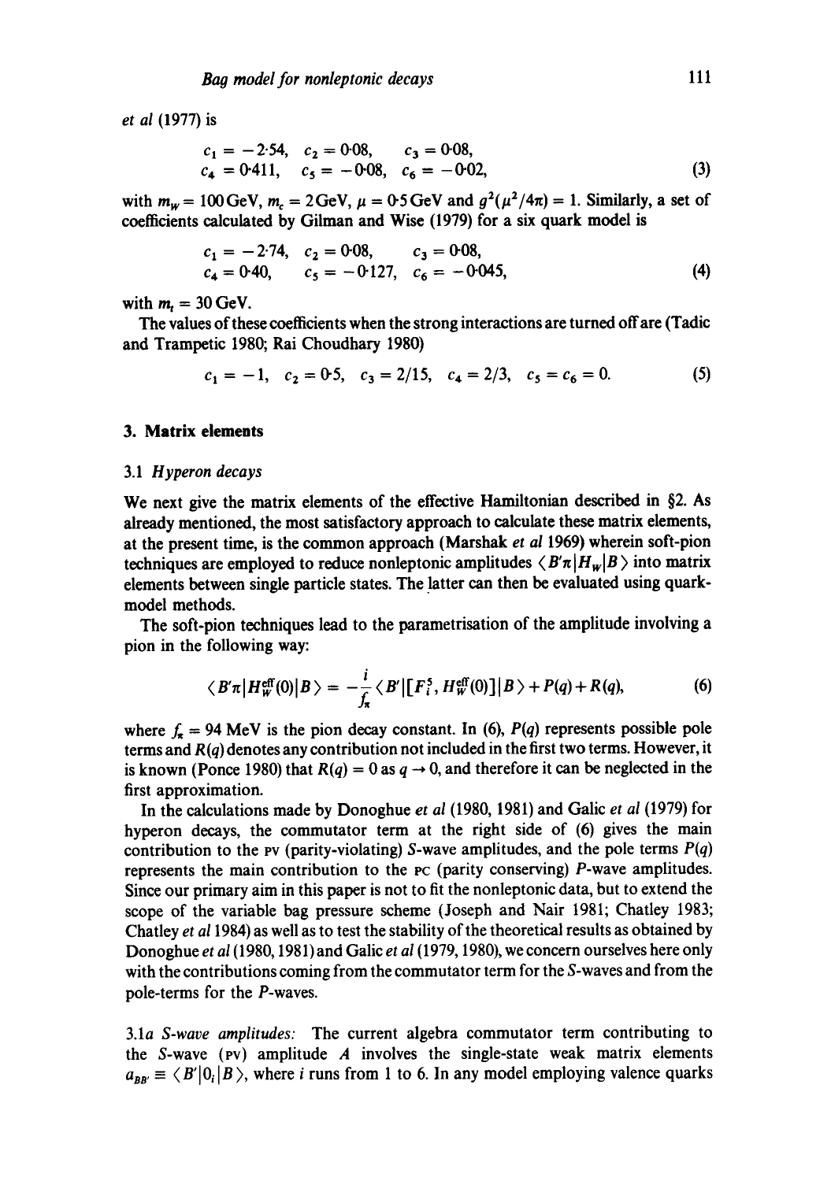*et al* (1977) is

$$
\begin{aligned}
c_1 &= -2{\cdot}54, \quad c_2 = 0{\cdot}08, \quad c_3 = 0{\cdot}08, \\
c_4 &= 0{\cdot}411, \quad c_5 = -0{\cdot}08, \quad c_6 = -0{\cdot}02,
\end{aligned} \tag{3}
$$

with $m_W = 100\,\text{GeV}$, $m_c = 2\,\text{GeV}$, $\mu = 0{\cdot}5\,\text{GeV}$ and $g^2(\mu^2/4\pi) = 1$. Similarly, a set of coefficients calculated by Gilman and Wise (1979) for a six quark model is

$$
\begin{aligned}
c_1 &= -2{\cdot}74, \quad c_2 = 0{\cdot}08, \quad c_3 = 0{\cdot}08, \\
c_4 &= 0{\cdot}40, \quad c_5 = -0{\cdot}127, \quad c_6 = -0{\cdot}045,
\end{aligned} \tag{4}
$$

with $m_t = 30\,\text{GeV}$.

The values of these coefficients when the strong interactions are turned off are (Tadic and Trampetic 1980; Rai Choudhary 1980)

$$
c_1 = -1, \quad c_2 = 0{\cdot}5, \quad c_3 = 2/15, \quad c_4 = 2/3, \quad c_5 = c_6 = 0. \tag{5}
$$

## 3. Matrix elements

### 3.1 *Hyperon decays*

We next give the matrix elements of the effective Hamiltonian described in §2. As already mentioned, the most satisfactory approach to calculate these matrix elements, at the present time, is the common approach (Marshak *et al* 1969) wherein soft-pion techniques are employed to reduce nonleptonic amplitudes $\langle B'\pi | H_W | B \rangle$ into matrix elements between single particle states. The latter can then be evaluated using quark-model methods.

The soft-pion techniques lead to the parametrisation of the amplitude involving a pion in the following way:

$$
\langle B'\pi | H_W^{\text{eff}}(0) | B \rangle = -\frac{i}{f_\pi} \langle B' | [F_i^5, H_W^{\text{eff}}(0)] | B \rangle + P(q) + R(q), \tag{6}
$$

where $f_\pi = 94\,\text{MeV}$ is the pion decay constant. In (6), $P(q)$ represents possible pole terms and $R(q)$ denotes any contribution not included in the first two terms. However, it is known (Ponce 1980) that $R(q) = 0$ as $q \to 0$, and therefore it can be neglected in the first approximation.

In the calculations made by Donoghue *et al* (1980, 1981) and Galic *et al* (1979) for hyperon decays, the commutator term at the right side of (6) gives the main contribution to the PV (parity-violating) $S$-wave amplitudes, and the pole terms $P(q)$ represents the main contribution to the PC (parity conserving) $P$-wave amplitudes. Since our primary aim in this paper is not to fit the nonleptonic data, but to extend the scope of the variable bag pressure scheme (Joseph and Nair 1981; Chatley 1983; Chatley *et al* 1984) as well as to test the stability of the theoretical results as obtained by Donoghue *et al* (1980, 1981) and Galic *et al* (1979, 1980), we concern ourselves here only with the contributions coming from the commutator term for the $S$-waves and from the pole-terms for the $P$-waves.

*3.1a S-wave amplitudes:* The current algebra commutator term contributing to the $S$-wave (PV) amplitude $A$ involves the single-state weak matrix elements $a_{BB'} \equiv \langle B' | 0_i | B \rangle$, where $i$ runs from 1 to 6. In any model employing valence quarks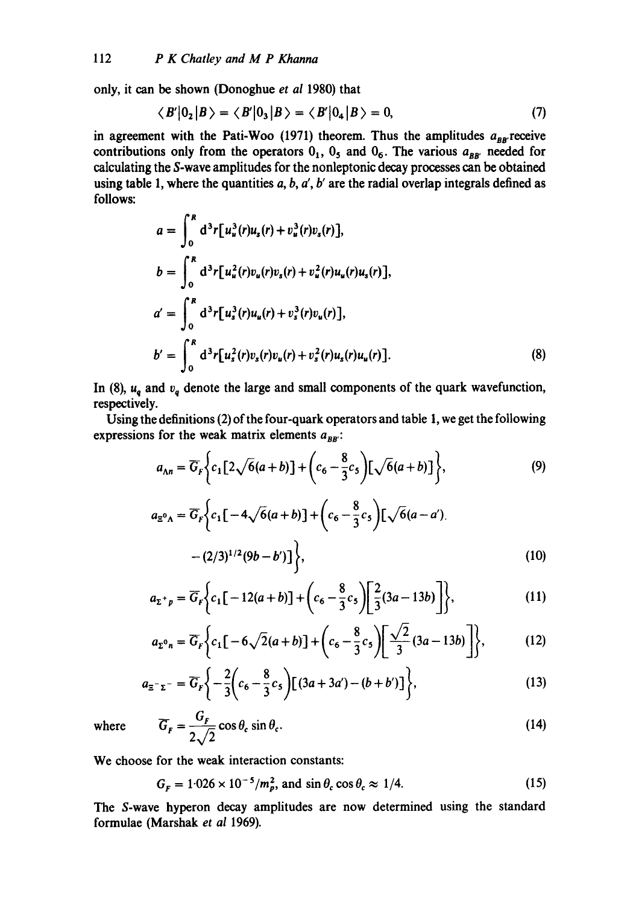only, it can be shown (Donoghue *et al* 1980) that

$$\langle B'|0_2|B\rangle = \langle B'|0_3|B\rangle = \langle B'|0_4|B\rangle = 0, \tag{7}$$

in agreement with the Pati-Woo (1971) theorem. Thus the amplitudes $a_{BB'}$ receive contributions only from the operators $0_1$, $0_5$ and $0_6$. The various $a_{BB'}$ needed for calculating the $S$-wave amplitudes for the nonleptonic decay processes can be obtained using table 1, where the quantities $a$, $b$, $a'$, $b'$ are the radial overlap integrals defined as follows:

$$a = \int_0^R d^3r[u_u^3(r)u_s(r) + v_u^3(r)v_s(r)],$$

$$b = \int_0^R d^3r[u_u^2(r)v_u(r)v_s(r) + v_u^2(r)u_u(r)u_s(r)],$$

$$a' = \int_0^R d^3r[u_s^3(r)u_u(r) + v_s^3(r)v_u(r)],$$

$$b' = \int_0^R d^3r[u_s^2(r)v_s(r)v_u(r) + v_s^2(r)u_s(r)u_u(r)]. \tag{8}$$

In (8), $u_q$ and $v_q$ denote the large and small components of the quark wavefunction, respectively.

Using the definitions (2) of the four-quark operators and table 1, we get the following expressions for the weak matrix elements $a_{BB'}$:

$$a_{\Lambda n} = \overline{G}_F\left\{c_1[2\sqrt{6}(a+b)] + \left(c_6 - \frac{8}{3}c_5\right)[\sqrt{6}(a+b)]\right\}, \tag{9}$$

$$a_{\Xi^0\Lambda} = \overline{G}_F\left\{c_1[-4\sqrt{6}(a+b)] + \left(c_6 - \frac{8}{3}c_5\right)[\sqrt{6}(a-a') - (2/3)^{1/2}(9b-b')]\right\}, \tag{10}$$

$$a_{\Sigma^+p} = \overline{G}_F\left\{c_1[-12(a+b)] + \left(c_6 - \frac{8}{3}c_5\right)\left[\frac{2}{3}(3a-13b)\right]\right\}, \tag{11}$$

$$a_{\Sigma^0n} = \overline{G}_F\left\{c_1[-6\sqrt{2}(a+b)] + \left(c_6 - \frac{8}{3}c_5\right)\left[\frac{\sqrt{2}}{3}(3a-13b)\right]\right\}, \tag{12}$$

$$a_{\Xi^-\Sigma^-} = \overline{G}_F\left\{-\frac{2}{3}\left(c_6 - \frac{8}{3}c_5\right)[(3a+3a') - (b+b')]\right\}, \tag{13}$$

where
$$\overline{G}_F = \frac{G_F}{2\sqrt{2}}\cos\theta_c \sin\theta_c. \tag{14}$$

We choose for the weak interaction constants:

$$G_F = 1{\cdot}026 \times 10^{-5}/m_p^2, \text{ and } \sin\theta_c\cos\theta_c \approx 1/4. \tag{15}$$

The $S$-wave hyperon decay amplitudes are now determined using the standard formulae (Marshak *et al* 1969).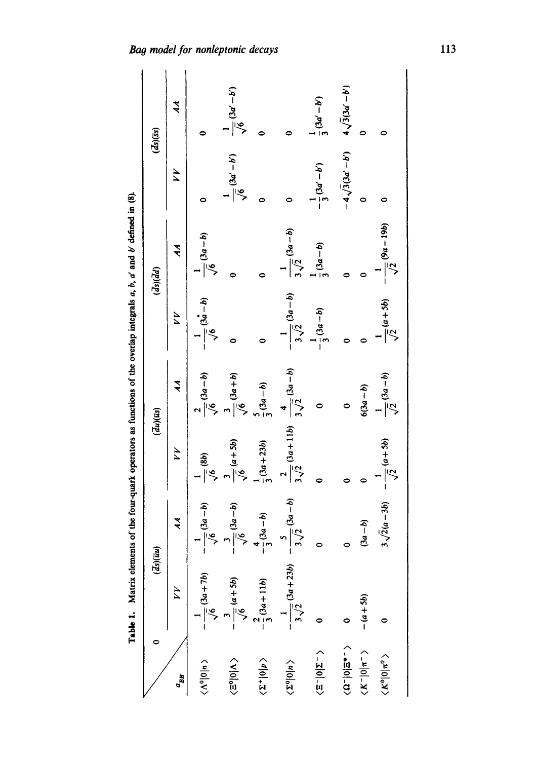**Table 1.** Matrix elements of the four-quark operators as functions of the overlap integrals $a$, $b$, $a'$ and $b'$ defined in (8).

| $a_{BB}$ \ $O$ | $(\bar{d}s)(\bar{u}u)$ VV | $(\bar{d}s)(\bar{u}u)$ AA | $(\bar{d}u)(\bar{u}s)$ VV | $(\bar{d}u)(\bar{u}s)$ AA | $(\bar{d}s)(\bar{d}d)$ VV | $(\bar{d}s)(\bar{d}d)$ AA | $(\bar{d}s)(\bar{s}s)$ VV | $(\bar{d}s)(\bar{s}s)$ AA |
|---|---|---|---|---|---|---|---|---|
| $\langle \Lambda^0 \vert 0 \vert n \rangle$ | $-\frac{1}{\sqrt{6}}(3a+7b)$ | $-\frac{1}{\sqrt{6}}(3a-b)$ | $\frac{1}{\sqrt{6}}(8b)$ | $\frac{2}{\sqrt{6}}(3a-b)$ | $-\frac{1}{\sqrt{6}}(3a-b)$ | $\frac{1}{\sqrt{6}}(3a-b)$ | $0$ | $0$ |
| $\langle \Xi^0 \vert 0 \vert \Lambda \rangle$ | $-\frac{3}{\sqrt{6}}(a+5b)$ | $-\frac{3}{\sqrt{6}}(3a-b)$ | $\frac{3}{\sqrt{6}}(a+5b)$ | $\frac{3}{\sqrt{6}}(3a+b)$ | $0$ | $0$ | $\frac{1}{\sqrt{6}}(3a'-b')$ | $\frac{1}{\sqrt{6}}(3a'-b')$ |
| $\langle \Sigma^+ \vert 0 \vert p \rangle$ | $-\frac{2}{3}(3a+11b)$ | $-\frac{4}{3}(3a-b)$ | $\frac{1}{3}(3a+23b)$ | $\frac{5}{3}(3a-b)$ | $0$ | $0$ | $0$ | $0$ |
| $\langle \Sigma^0 \vert 0 \vert n \rangle$ | $-\frac{1}{3\sqrt{2}}(3a+23b)$ | $-\frac{5}{3\sqrt{2}}(3a-b)$ | $\frac{2}{3\sqrt{2}}(3a+11b)$ | $\frac{4}{3\sqrt{2}}(3a-b)$ | $-\frac{1}{3\sqrt{2}}(3a-b)$ | $\frac{1}{3\sqrt{2}}(3a-b)$ | $0$ | $0$ |
| $\langle \Xi^- \vert 0 \vert \Sigma^- \rangle$ | $0$ | $0$ | $0$ | $0$ | $-\frac{1}{3}(3a-b)$ | $\frac{1}{3}(3a-b)$ | $-\frac{1}{3}(3a'-b')$ | $\frac{1}{3}(3a'-b')$ |
| $\langle \Omega^- \vert 0 \vert \Xi^{*-} \rangle$ | $0$ | $0$ | $0$ | $0$ | $0$ | $0$ | $-4\sqrt{3}(3a'-b')$ | $4\sqrt{3}(3a'-b')$ |
| $\langle K^- \vert 0 \vert \pi^- \rangle$ | $-(a+5b)$ | $(3a-b)$ | $0$ | $6(3a-b)$ | $0$ | $0$ | $0$ | $0$ |
| $\langle K^0 \vert 0 \vert \pi^0 \rangle$ | $0$ | $3\sqrt{2}(a-3b)$ | $-\frac{1}{\sqrt{2}}(a+5b)$ | $\frac{1}{\sqrt{2}}(3a-b)$ | $\frac{1}{\sqrt{2}}(a+5b)$ | $-\frac{1}{\sqrt{2}}(9a-19b)$ | $0$ | $0$ |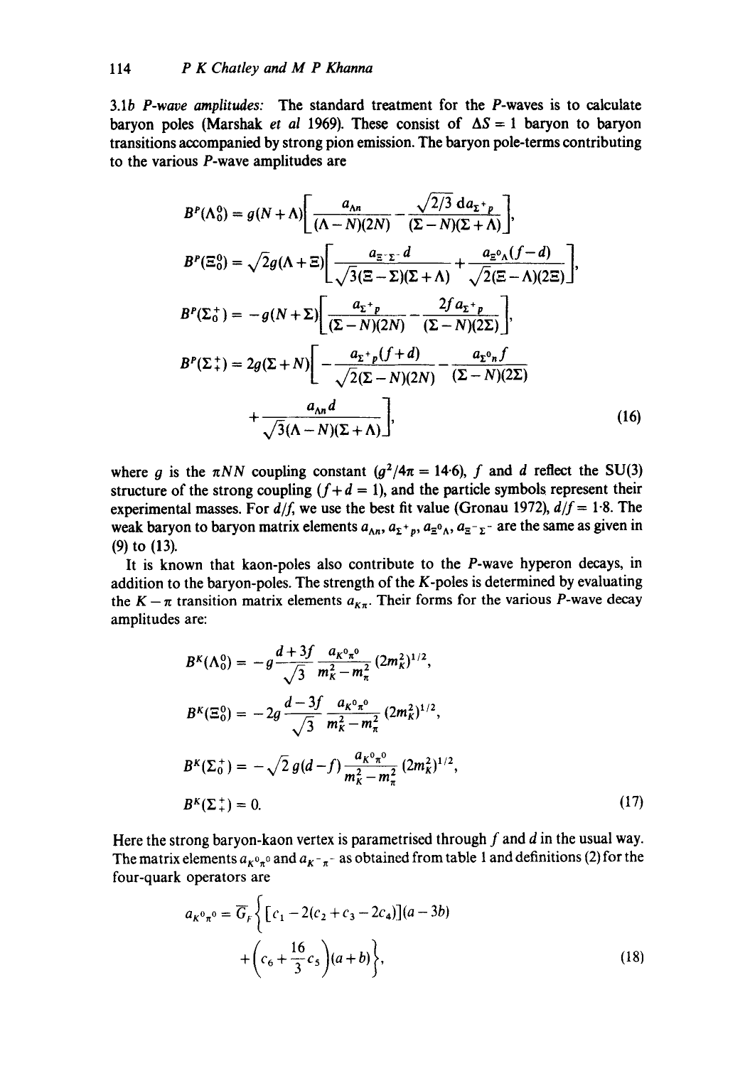3.1*b P-wave amplitudes:* The standard treatment for the *P*-waves is to calculate baryon poles (Marshak *et al* 1969). These consist of $\Delta S = 1$ baryon to baryon transitions accompanied by strong pion emission. The baryon pole-terms contributing to the various *P*-wave amplitudes are

$$B^P(\Lambda_0^0) = g(N+\Lambda)\left[\frac{a_{\Lambda n}}{(\Lambda - N)(2N)} - \frac{\sqrt{2/3}\, d a_{\Sigma^+ p}}{(\Sigma - N)(\Sigma + \Lambda)}\right],$$

$$B^P(\Xi_0^0) = \sqrt{2} g(\Lambda + \Xi)\left[\frac{a_{\Xi^-\Sigma^-} d}{\sqrt{3}(\Xi - \Sigma)(\Sigma + \Lambda)} + \frac{a_{\Xi^0\Lambda}(f-d)}{\sqrt{2}(\Xi - \Lambda)(2\Xi)}\right],$$

$$B^P(\Sigma_0^+) = -g(N+\Sigma)\left[\frac{a_{\Sigma^+ p}}{(\Sigma - N)(2N)} - \frac{2f a_{\Sigma^+ p}}{(\Sigma - N)(2\Sigma)}\right],$$

$$B^P(\Sigma_+^+) = 2g(\Sigma + N)\left[-\frac{a_{\Sigma^+ p}(f+d)}{\sqrt{2}(\Sigma - N)(2N)} - \frac{a_{\Sigma^0 n} f}{(\Sigma - N)(2\Sigma)} + \frac{a_{\Lambda n} d}{\sqrt{3}(\Lambda - N)(\Sigma + \Lambda)}\right], \tag{16}$$

where $g$ is the $\pi NN$ coupling constant ($g^2/4\pi = 14{\cdot}6$), $f$ and $d$ reflect the SU(3) structure of the strong coupling ($f+d = 1$), and the particle symbols represent their experimental masses. For $d/f$, we use the best fit value (Gronau 1972), $d/f = 1{\cdot}8$. The weak baryon to baryon matrix elements $a_{\Lambda n}$, $a_{\Sigma^+ p}$, $a_{\Xi^0\Lambda}$, $a_{\Xi^-\Sigma^-}$ are the same as given in (9) to (13).

It is known that kaon-poles also contribute to the *P*-wave hyperon decays, in addition to the baryon-poles. The strength of the *K*-poles is determined by evaluating the $K-\pi$ transition matrix elements $a_{K\pi}$. Their forms for the various *P*-wave decay amplitudes are:

$$B^K(\Lambda_0^0) = -g\frac{d+3f}{\sqrt{3}}\frac{a_{K^0\pi^0}}{m_K^2 - m_\pi^2}(2m_K^2)^{1/2},$$

$$B^K(\Xi_0^0) = -2g\frac{d-3f}{\sqrt{3}}\frac{a_{K^0\pi^0}}{m_K^2 - m_\pi^2}(2m_K^2)^{1/2},$$

$$B^K(\Sigma_0^+) = -\sqrt{2}\, g(d-f)\frac{a_{K^0\pi^0}}{m_K^2 - m_\pi^2}(2m_K^2)^{1/2},$$

$$B^K(\Sigma_+^+) = 0. \tag{17}$$

Here the strong baryon-kaon vertex is parametrised through $f$ and $d$ in the usual way. The matrix elements $a_{K^0\pi^0}$ and $a_{K^-\pi^-}$ as obtained from table 1 and definitions (2) for the four-quark operators are

$$a_{K^0\pi^0} = \bar{G}_F\left\{[c_1 - 2(c_2 + c_3 - 2c_4)](a - 3b) + \left(c_6 + \frac{16}{3}c_5\right)(a+b)\right\}, \tag{18}$$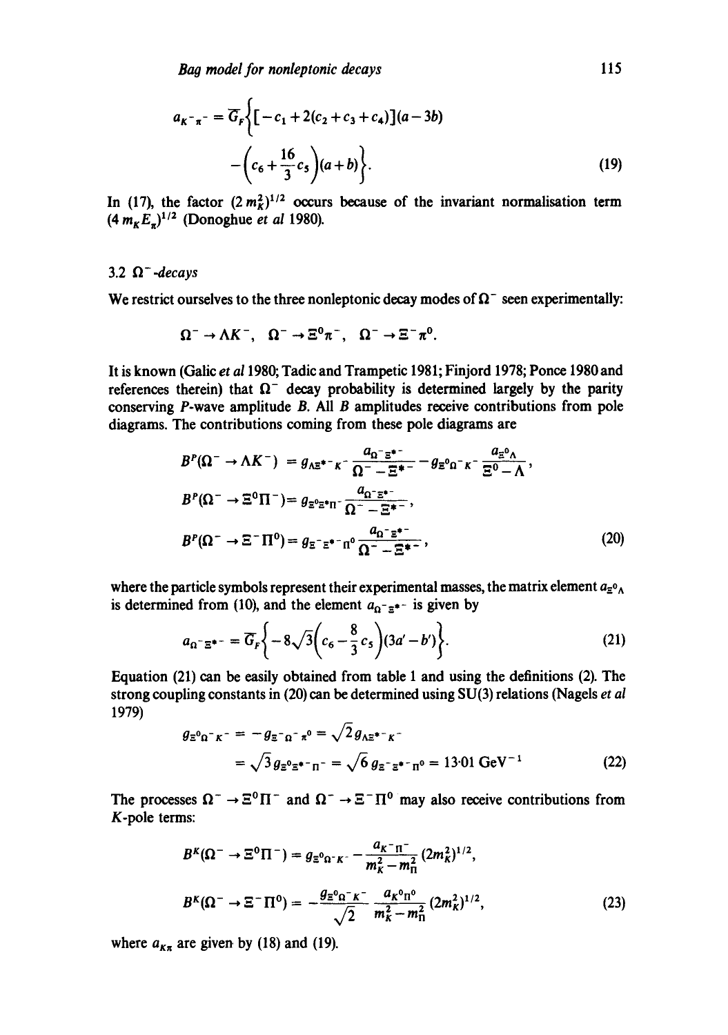$$a_{K^-\pi^-} = \overline{G}_F\left\{[-c_1 + 2(c_2 + c_3 + c_4)](a - 3b) - \left(c_6 + \frac{16}{3}c_5\right)(a + b)\right\}. \tag{19}$$

In (17), the factor $(2\,m_K^2)^{1/2}$ occurs because of the invariant normalisation term $(4\,m_K E_\pi)^{1/2}$ (Donoghue *et al* 1980).

### 3.2 $\Omega^-$-*decays*

We restrict ourselves to the three nonleptonic decay modes of $\Omega^-$ seen experimentally:

$$\Omega^- \to \Lambda K^-, \quad \Omega^- \to \Xi^0\pi^-, \quad \Omega^- \to \Xi^-\pi^0.$$

It is known (Galic *et al* 1980; Tadic and Trampetic 1981; Finjord 1978; Ponce 1980 and references therein) that $\Omega^-$ decay probability is determined largely by the parity conserving *P*-wave amplitude *B*. All *B* amplitudes receive contributions from pole diagrams. The contributions coming from these pole diagrams are

$$\begin{aligned}
B^P(\Omega^- \to \Lambda K^-) &= g_{\Lambda\Xi^{*-}K^-}\frac{a_{\Omega^-\Xi^{*-}}}{\Omega^- - \Xi^{*-}} - g_{\Xi^0\Omega^-K^-}\frac{a_{\Xi^0\Lambda}}{\Xi^0 - \Lambda},\\
B^P(\Omega^- \to \Xi^0\Pi^-) &= g_{\Xi^0\Xi^{*}\Pi^-}\frac{a_{\Omega^-\Xi^{*-}}}{\Omega^- - \Xi^{*-}},\\
B^P(\Omega^- \to \Xi^-\Pi^0) &= g_{\Xi^-\Xi^{*-}\Pi^0}\frac{a_{\Omega^-\Xi^{*-}}}{\Omega^- - \Xi^{*-}},
\end{aligned} \tag{20}$$

where the particle symbols represent their experimental masses, the matrix element $a_{\Xi^0\Lambda}$ is determined from (10), and the element $a_{\Omega^-\Xi^{*-}}$ is given by

$$a_{\Omega^-\Xi^{*-}} = \overline{G}_F\left\{-8\sqrt{3}\left(c_6 - \frac{8}{3}c_5\right)(3a' - b')\right\}. \tag{21}$$

Equation (21) can be easily obtained from table 1 and using the definitions (2). The strong coupling constants in (20) can be determined using SU(3) relations (Nagels *et al* 1979)

$$\begin{aligned}
g_{\Xi^0\Omega^-K^-} &= -g_{\Xi^-\Omega^-\pi^0} = \sqrt{2}\,g_{\Lambda\Xi^{*-}K^-}\\
&= \sqrt{3}\,g_{\Xi^0\Xi^{*-}\Pi^-} = \sqrt{6}\,g_{\Xi^-\Xi^{*-}\Pi^0} = 13{\cdot}01\ \text{GeV}^{-1}
\end{aligned} \tag{22}$$

The processes $\Omega^- \to \Xi^0\Pi^-$ and $\Omega^- \to \Xi^-\Pi^0$ may also receive contributions from *K*-pole terms:

$$\begin{aligned}
B^K(\Omega^- \to \Xi^0\Pi^-) &= g_{\Xi^0\Omega^-K^-}\frac{a_{K^-\Pi^-}}{m_K^2 - m_\Pi^2}(2m_K^2)^{1/2},\\
B^K(\Omega^- \to \Xi^-\Pi^0) &= -\frac{g_{\Xi^0\Omega^-K^-}}{\sqrt{2}}\frac{a_{K^0\Pi^0}}{m_K^2 - m_\Pi^2}(2m_K^2)^{1/2},
\end{aligned} \tag{23}$$

where $a_{K\pi}$ are given by (18) and (19).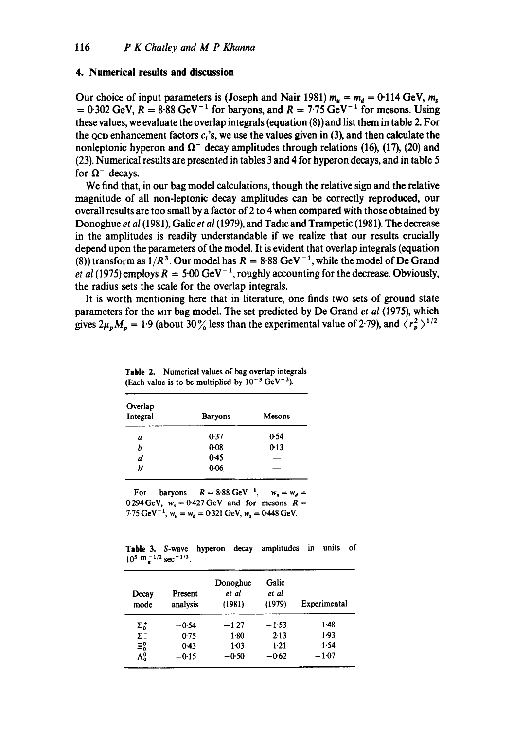## 4. Numerical results and discussion

Our choice of input parameters is (Joseph and Nair 1981) $m_u = m_d = 0{\cdot}114$ GeV, $m_s = 0{\cdot}302$ GeV, $R = 8{\cdot}88\ \text{GeV}^{-1}$ for baryons, and $R = 7{\cdot}75\ \text{GeV}^{-1}$ for mesons. Using these values, we evaluate the overlap integrals (equation (8)) and list them in table 2. For the QCD enhancement factors $c_i$'s, we use the values given in (3), and then calculate the nonleptonic hyperon and $\Omega^-$ decay amplitudes through relations (16), (17), (20) and (23). Numerical results are presented in tables 3 and 4 for hyperon decays, and in table 5 for $\Omega^-$ decays.

We find that, in our bag model calculations, though the relative sign and the relative magnitude of all non-leptonic decay amplitudes can be correctly reproduced, our overall results are too small by a factor of 2 to 4 when compared with those obtained by Donoghue *et al* (1981), Galic *et al* (1979), and Tadic and Trampetic (1981). The decrease in the amplitudes is readily understandable if we realize that our results crucially depend upon the parameters of the model. It is evident that overlap integrals (equation (8)) transform as $1/R^3$. Our model has $R = 8{\cdot}88\ \text{GeV}^{-1}$, while the model of De Grand *et al* (1975) employs $R = 5{\cdot}00\ \text{GeV}^{-1}$, roughly accounting for the decrease. Obviously, the radius sets the scale for the overlap integrals.

It is worth mentioning here that in literature, one finds two sets of ground state parameters for the MIT bag model. The set predicted by De Grand *et al* (1975), which gives $2\mu_p M_p = 1{\cdot}9$ (about 30% less than the experimental value of 2·79), and $\langle r_p^2 \rangle^{1/2}$

**Table 2.** Numerical values of bag overlap integrals (Each value is to be multiplied by $10^{-3}\ \text{GeV}^{-3}$).

| Overlap Integral | Baryons | Mesons |
|---|---|---|
| $a$ | 0·37 | 0·54 |
| $b$ | 0·08 | 0·13 |
| $a'$ | 0·45 | — |
| $b'$ | 0·06 | — |

For baryons $R = 8{\cdot}88\ \text{GeV}^{-1}$, $w_u = w_d = 0{\cdot}294$ GeV, $w_s = 0{\cdot}427$ GeV and for mesons $R = 7{\cdot}75\ \text{GeV}^{-1}$, $w_u = w_d = 0{\cdot}321$ GeV, $w_s = 0{\cdot}448$ GeV.

**Table 3.** *S*-wave hyperon decay amplitudes in units of $10^5\ m_\pi^{-1/2}\ \text{sec}^{-1/2}$.

| Decay mode | Present analysis | Donoghue *et al* (1981) | Galic *et al* (1979) | Experimental |
|---|---|---|---|---|
| $\Sigma_0^+$ | −0·54 | −1·27 | −1·53 | −1·48 |
| $\Sigma_-^-$ | 0·75 | 1·80 | 2·13 | 1·93 |
| $\Xi_0^0$ | 0·43 | 1·03 | 1·21 | 1·54 |
| $\Lambda_0^0$ | −0·15 | −0·50 | −0·62 | −1·07 |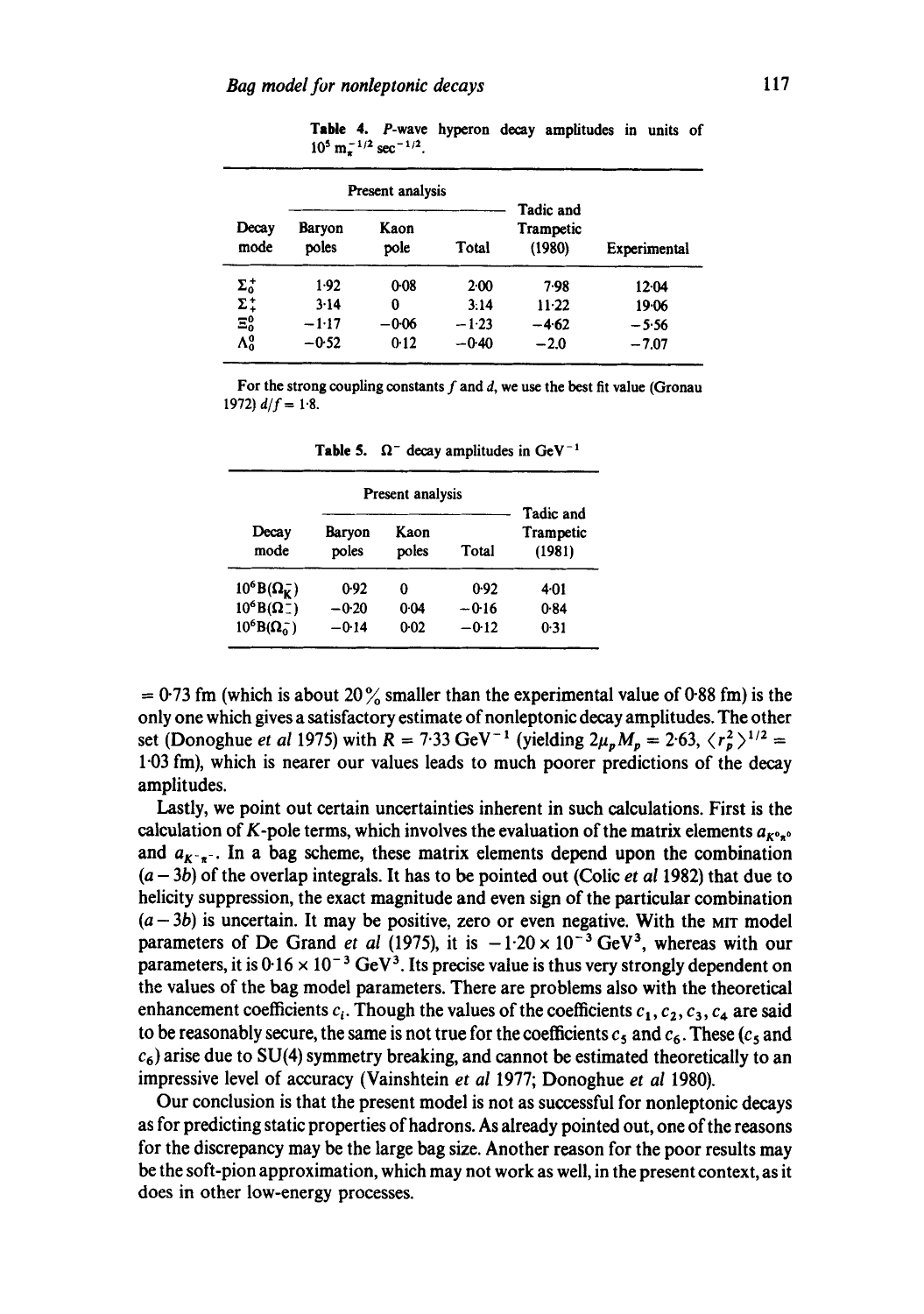Table 4. P-wave hyperon decay amplitudes in units of $10^5\ m_\pi^{-1/2}\ \text{sec}^{-1/2}$.

| Decay mode | Present analysis | | | Tadic and Trampetic (1980) | Experimental |
|---|---|---|---|---|---|
| | Baryon poles | Kaon pole | Total | | |
| $\Sigma_0^+$ | 1·92 | 0·08 | 2·00 | 7·98 | 12·04 |
| $\Sigma_+^+$ | 3·14 | 0 | 3·14 | 11·22 | 19·06 |
| $\Xi_0^0$ | −1·17 | −0·06 | −1·23 | −4·62 | −5·56 |
| $\Lambda_0^0$ | −0·52 | 0·12 | −0·40 | −2.0 | −7.07 |

For the strong coupling constants $f$ and $d$, we use the best fit value (Gronau 1972) $d/f = 1{\cdot}8$.

Table 5. $\Omega^-$ decay amplitudes in $\text{GeV}^{-1}$

| Decay mode | Present analysis | | | Tadic and Trampetic (1981) |
|---|---|---|---|---|
| | Baryon poles | Kaon poles | Total | |
| $10^6 B(\Omega_K^-)$ | 0·92 | 0 | 0·92 | 4·01 |
| $10^6 B(\Omega_-^-)$ | −0·20 | 0·04 | −0·16 | 0·84 |
| $10^6 B(\Omega_0^-)$ | −0·14 | 0·02 | −0·12 | 0·31 |

$= 0{\cdot}73$ fm (which is about 20% smaller than the experimental value of 0·88 fm) is the only one which gives a satisfactory estimate of nonleptonic decay amplitudes. The other set (Donoghue *et al* 1975) with $R = 7{\cdot}33\ \text{GeV}^{-1}$ (yielding $2\mu_p M_p = 2{\cdot}63$, $\langle r_p^2 \rangle^{1/2} = 1{\cdot}03$ fm), which is nearer our values leads to much poorer predictions of the decay amplitudes.

Lastly, we point out certain uncertainties inherent in such calculations. First is the calculation of $K$-pole terms, which involves the evaluation of the matrix elements $a_{K^0\pi^0}$ and $a_{K^-\pi^-}$. In a bag scheme, these matrix elements depend upon the combination $(a - 3b)$ of the overlap integrals. It has to be pointed out (Colic *et al* 1982) that due to helicity suppression, the exact magnitude and even sign of the particular combination $(a - 3b)$ is uncertain. It may be positive, zero or even negative. With the MIT model parameters of De Grand *et al* (1975), it is $-1{\cdot}20 \times 10^{-3}\ \text{GeV}^3$, whereas with our parameters, it is $0{\cdot}16 \times 10^{-3}\ \text{GeV}^3$. Its precise value is thus very strongly dependent on the values of the bag model parameters. There are problems also with the theoretical enhancement coefficients $c_i$. Though the values of the coefficients $c_1, c_2, c_3, c_4$ are said to be reasonably secure, the same is not true for the coefficients $c_5$ and $c_6$. These ($c_5$ and $c_6$) arise due to SU(4) symmetry breaking, and cannot be estimated theoretically to an impressive level of accuracy (Vainshtein *et al* 1977; Donoghue *et al* 1980).

Our conclusion is that the present model is not as successful for nonleptonic decays as for predicting static properties of hadrons. As already pointed out, one of the reasons for the discrepancy may be the large bag size. Another reason for the poor results may be the soft-pion approximation, which may not work as well, in the present context, as it does in other low-energy processes.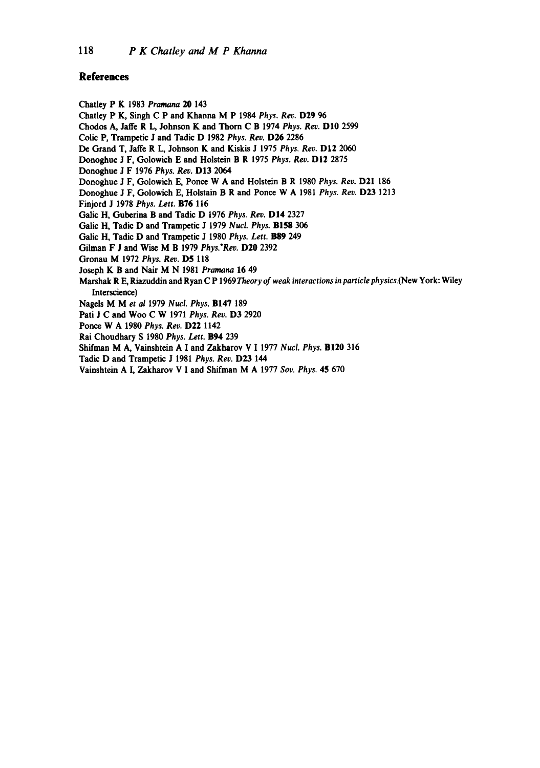## References

Chatley P K 1983 *Pramana* **20** 143

Chatley P K, Singh C P and Khanna M P 1984 *Phys. Rev.* **D29** 96

Chodos A, Jaffe R L, Johnson K and Thorn C B 1974 *Phys. Rev.* **D10** 2599

Colic P, Trampetic J and Tadic D 1982 *Phys. Rev.* **D26** 2286

De Grand T, Jaffe R L, Johnson K and Kiskis J 1975 *Phys. Rev.* **D12** 2060

Donoghue J F, Golowich E and Holstein B R 1975 *Phys. Rev.* **D12** 2875

Donoghue J F 1976 *Phys. Rev.* **D13** 2064

Donoghue J F, Golowich E, Ponce W A and Holstein B R 1980 *Phys. Rev.* **D21** 186

Donoghue J F, Golowich E, Holstain B R and Ponce W A 1981 *Phys. Rev.* **D23** 1213

Finjord J 1978 *Phys. Lett.* **B76** 116

Galic H, Guberina B and Tadic D 1976 *Phys. Rev.* **D14** 2327

Galic H, Tadic D and Trampetic J 1979 *Nucl. Phys.* **B158** 306

Galic H, Tadic D and Trampetic J 1980 *Phys. Lett.* **B89** 249

Gilman F J and Wise M B 1979 *Phys. Rev.* **D20** 2392

Gronau M 1972 *Phys. Rev.* **D5** 118

Joseph K B and Nair M N 1981 *Pramana* **16** 49

Marshak R E, Riazuddin and Ryan C P 1969 *Theory of weak interactions in particle physics* (New York: Wiley Interscience)

Nagels M M *et al* 1979 *Nucl. Phys.* **B147** 189

Pati J C and Woo C W 1971 *Phys. Rev.* **D3** 2920

Ponce W A 1980 *Phys. Rev.* **D22** 1142

Rai Choudhary S 1980 *Phys. Lett.* **B94** 239

Shifman M A, Vainshtein A I and Zakharov V I 1977 *Nucl. Phys.* **B120** 316

Tadic D and Trampetic J 1981 *Phys. Rev.* **D23** 144

Vainshtein A I, Zakharov V I and Shifman M A 1977 *Sov. Phys.* **45** 670